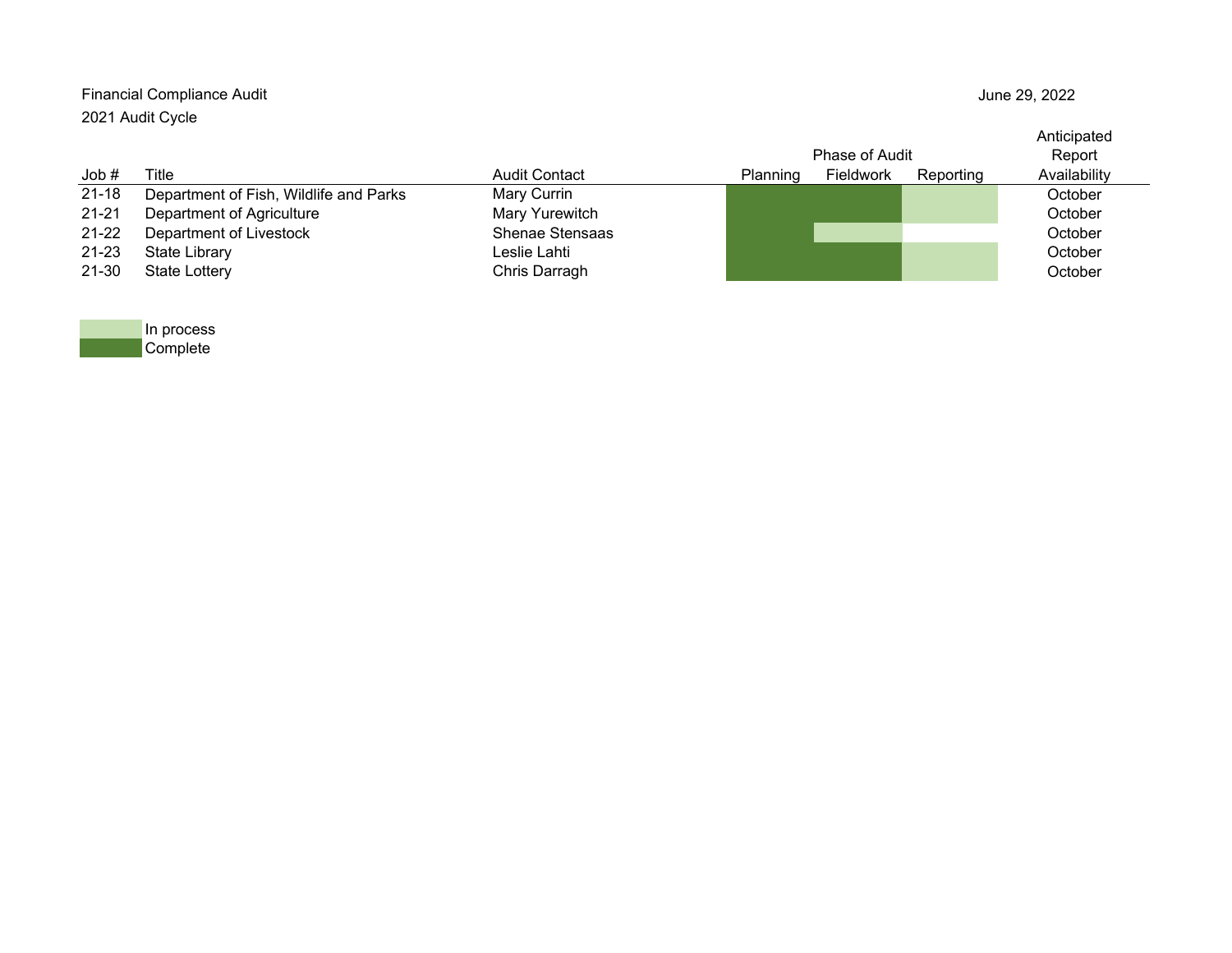Financial Compliance Audit

2021 Audit Cycle

June 29, 2022

| Job # | Title | Audit Contact | Planning | Fieldwork | Reporting | Anticipated Report Availability |
|---|---|---|---|---|---|---|
| 21-18 | Department of Fish, Wildlife and Parks | Mary Currin | Complete | Complete | In process | October |
| 21-21 | Department of Agriculture | Mary Yurewitch | Complete | Complete | In process | October |
| 21-22 | Department of Livestock | Shenae Stensaas | Complete | In process | | October |
| 21-23 | State Library | Leslie Lahti | Complete | Complete | In process | October |
| 21-30 | State Lottery | Chris Darragh | Complete | Complete | In process | October |

In process

Complete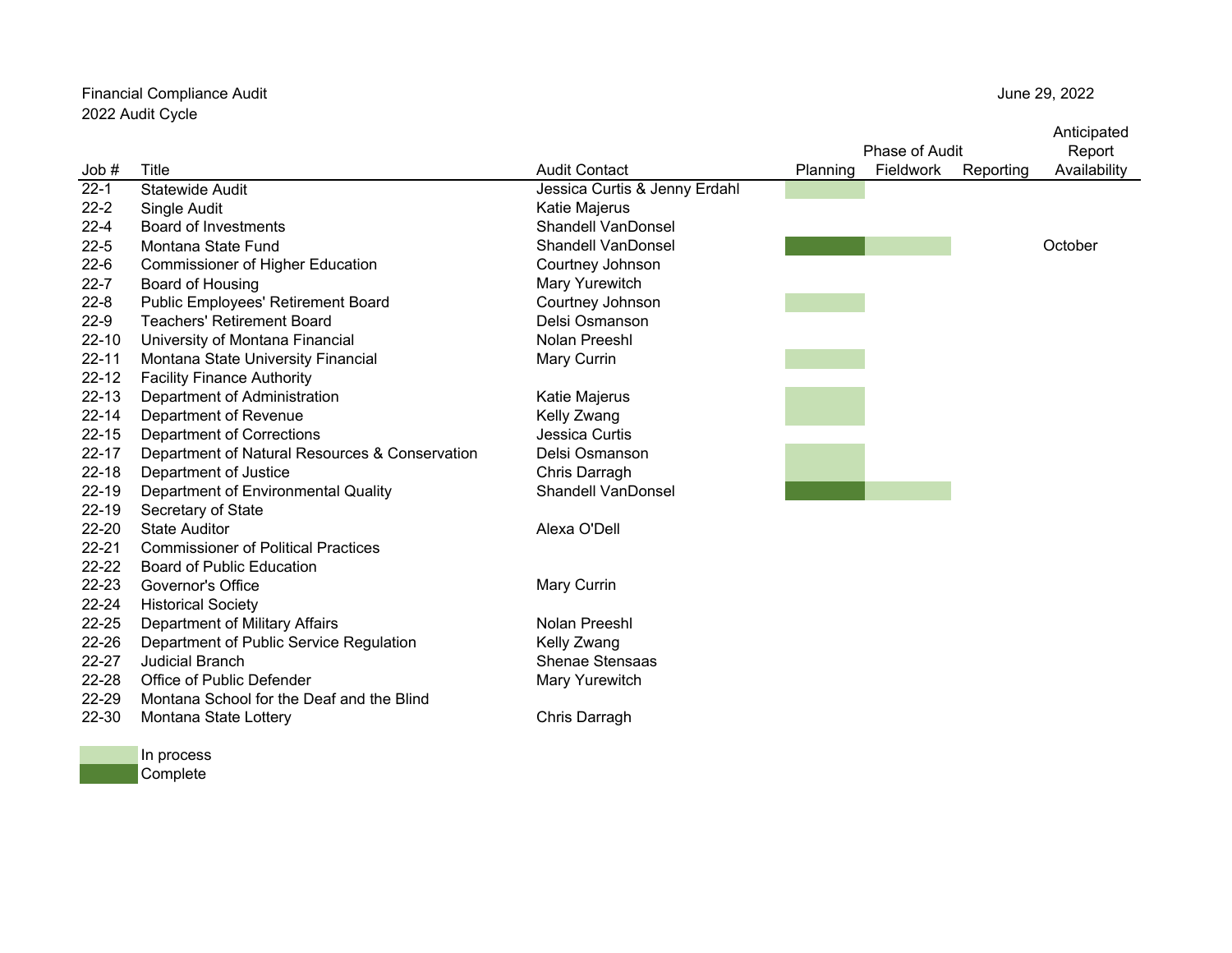Financial Compliance Audit
2022 Audit Cycle

June 29, 2022

| Job # | Title | Audit Contact | Phase of Audit | | | Anticipated Report Availability |
|---|---|---|---|---|---|---|
| | | | Planning | Fieldwork | Reporting | |
| 22-1 | Statewide Audit | Jessica Curtis & Jenny Erdahl | In process | | | |
| 22-2 | Single Audit | Katie Majerus | | | | |
| 22-4 | Board of Investments | Shandell VanDonsel | | | | |
| 22-5 | Montana State Fund | Shandell VanDonsel | Complete | In process | | October |
| 22-6 | Commissioner of Higher Education | Courtney Johnson | | | | |
| 22-7 | Board of Housing | Mary Yurewitch | | | | |
| 22-8 | Public Employees' Retirement Board | Courtney Johnson | In process | | | |
| 22-9 | Teachers' Retirement Board | Delsi Osmanson | | | | |
| 22-10 | University of Montana Financial | Nolan Preeshl | | | | |
| 22-11 | Montana State University Financial | Mary Currin | In process | | | |
| 22-12 | Facility Finance Authority | | | | | |
| 22-13 | Department of Administration | Katie Majerus | In process | | | |
| 22-14 | Department of Revenue | Kelly Zwang | In process | | | |
| 22-15 | Department of Corrections | Jessica Curtis | | | | |
| 22-17 | Department of Natural Resources & Conservation | Delsi Osmanson | In process | | | |
| 22-18 | Department of Justice | Chris Darragh | In process | | | |
| 22-19 | Department of Environmental Quality | Shandell VanDonsel | Complete | In process | | |
| 22-19 | Secretary of State | | | | | |
| 22-20 | State Auditor | Alexa O'Dell | | | | |
| 22-21 | Commissioner of Political Practices | | | | | |
| 22-22 | Board of Public Education | | | | | |
| 22-23 | Governor's Office | Mary Currin | | | | |
| 22-24 | Historical Society | | | | | |
| 22-25 | Department of Military Affairs | Nolan Preeshl | | | | |
| 22-26 | Department of Public Service Regulation | Kelly Zwang | | | | |
| 22-27 | Judicial Branch | Shenae Stensaas | | | | |
| 22-28 | Office of Public Defender | Mary Yurewitch | | | | |
| 22-29 | Montana School for the Deaf and the Blind | | | | | |
| 22-30 | Montana State Lottery | Chris Darragh | | | | |

Legend:
- In process (light green)
- Complete (dark green)